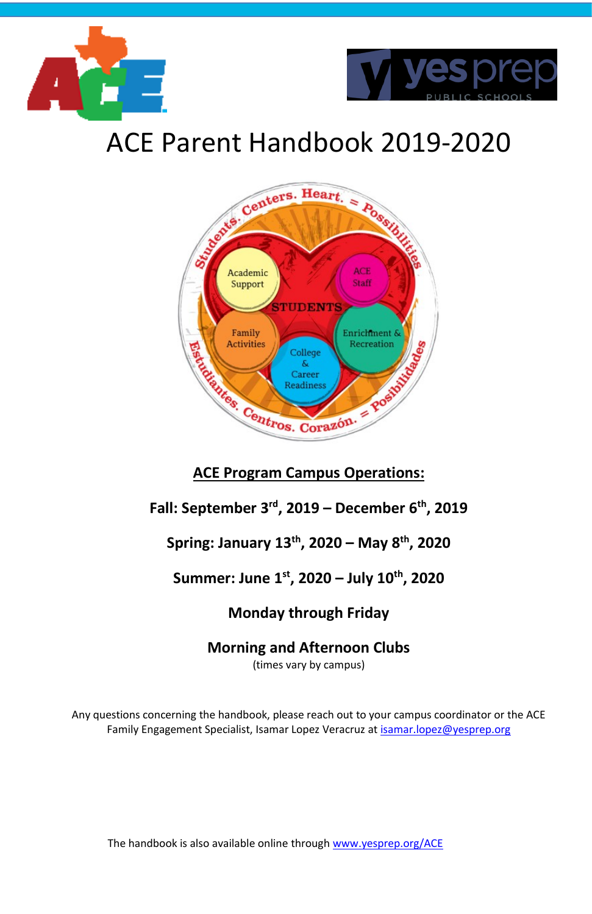# ACE Parent Handbook 2019-2020

**ACE Program Campus Operations:**

**Fall: September 3rd, 2019 – December 6th, 2019**

**Spring: January 13th, 2020 – May 8th, 2020**

**Summer: June 1st, 2020 – July 10th, 2020**

**Monday through Friday**

**Morning and Afternoon Clubs**

(times vary by campus)

Any questions concerning the handbook, please reach out to your campus coordinator or the ACE Family Engagement Specialist, Isamar Lopez Veracruz at isamar.lopez@yesprep.org

The handbook is also available online through www.yesprep.org/ACE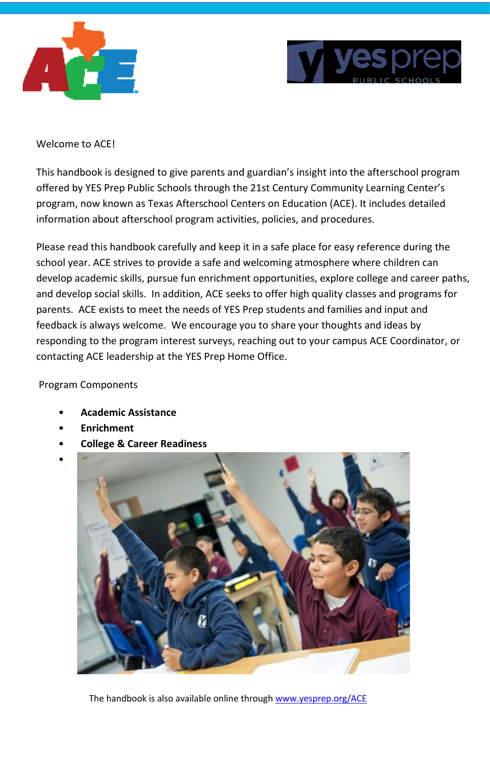Welcome to ACE!

This handbook is designed to give parents and guardian's insight into the afterschool program offered by YES Prep Public Schools through the 21st Century Community Learning Center's program, now known as Texas Afterschool Centers on Education (ACE). It includes detailed information about afterschool program activities, policies, and procedures.

Please read this handbook carefully and keep it in a safe place for easy reference during the school year. ACE strives to provide a safe and welcoming atmosphere where children can develop academic skills, pursue fun enrichment opportunities, explore college and career paths, and develop social skills. In addition, ACE seeks to offer high quality classes and programs for parents. ACE exists to meet the needs of YES Prep students and families and input and feedback is always welcome. We encourage you to share your thoughts and ideas by responding to the program interest surveys, reaching out to your campus ACE Coordinator, or contacting ACE leadership at the YES Prep Home Office.

Program Components

- **Academic Assistance**
- **Enrichment**
- **College & Career Readiness**

The handbook is also available online through www.yesprep.org/ACE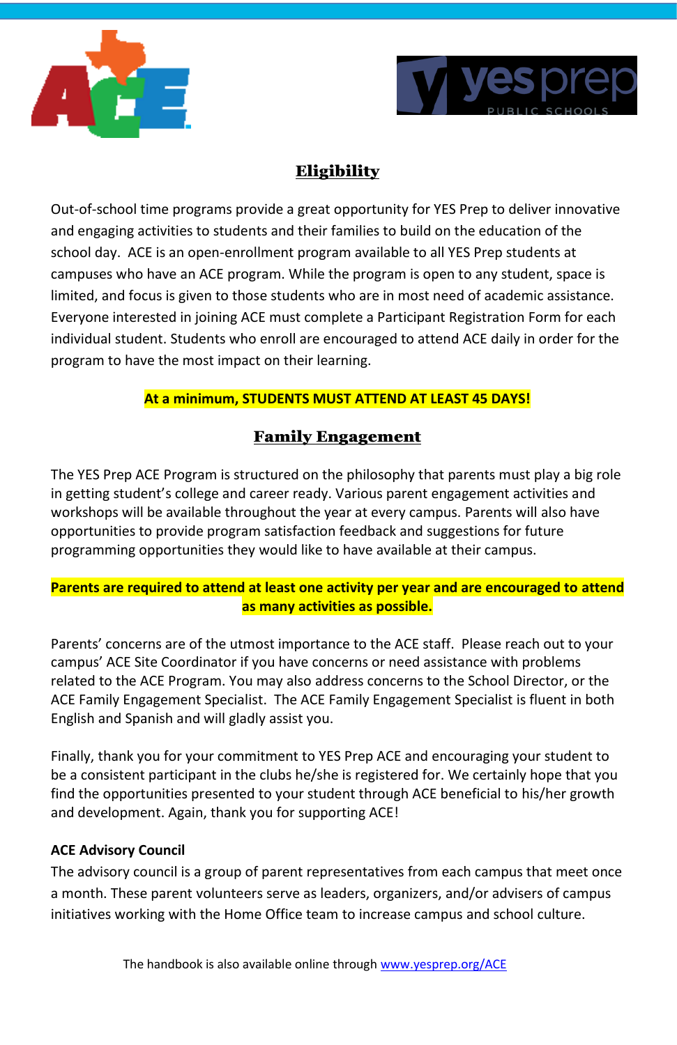## Eligibility

Out-of-school time programs provide a great opportunity for YES Prep to deliver innovative and engaging activities to students and their families to build on the education of the school day. ACE is an open-enrollment program available to all YES Prep students at campuses who have an ACE program. While the program is open to any student, space is limited, and focus is given to those students who are in most need of academic assistance. Everyone interested in joining ACE must complete a Participant Registration Form for each individual student. Students who enroll are encouraged to attend ACE daily in order for the program to have the most impact on their learning.

**At a minimum, STUDENTS MUST ATTEND AT LEAST 45 DAYS!**

## Family Engagement

The YES Prep ACE Program is structured on the philosophy that parents must play a big role in getting student's college and career ready. Various parent engagement activities and workshops will be available throughout the year at every campus. Parents will also have opportunities to provide program satisfaction feedback and suggestions for future programming opportunities they would like to have available at their campus.

**Parents are required to attend at least one activity per year and are encouraged to attend as many activities as possible.**

Parents' concerns are of the utmost importance to the ACE staff. Please reach out to your campus' ACE Site Coordinator if you have concerns or need assistance with problems related to the ACE Program. You may also address concerns to the School Director, or the ACE Family Engagement Specialist. The ACE Family Engagement Specialist is fluent in both English and Spanish and will gladly assist you.

Finally, thank you for your commitment to YES Prep ACE and encouraging your student to be a consistent participant in the clubs he/she is registered for. We certainly hope that you find the opportunities presented to your student through ACE beneficial to his/her growth and development. Again, thank you for supporting ACE!

**ACE Advisory Council**

The advisory council is a group of parent representatives from each campus that meet once a month. These parent volunteers serve as leaders, organizers, and/or advisers of campus initiatives working with the Home Office team to increase campus and school culture.

The handbook is also available online through [www.yesprep.org/ACE](http://www.yesprep.org/ACE)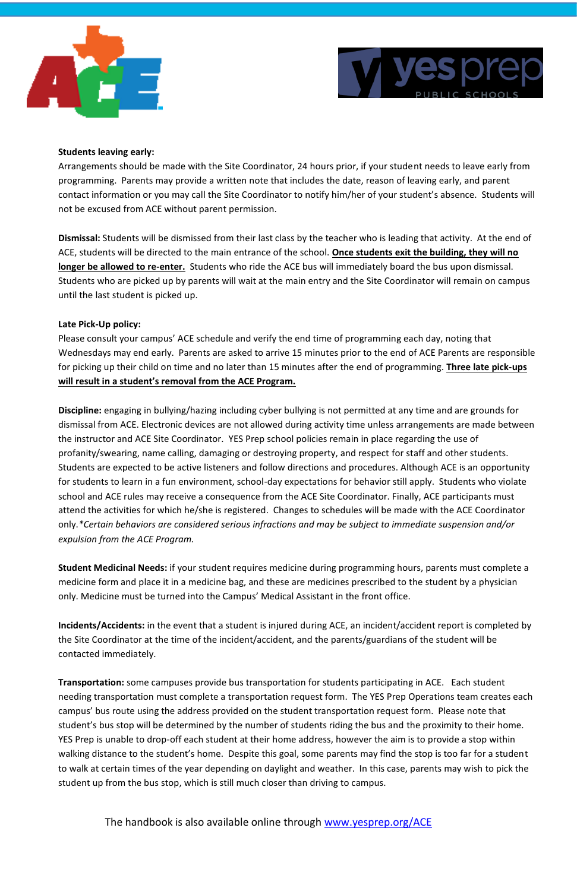**Students leaving early:**
Arrangements should be made with the Site Coordinator, 24 hours prior, if your student needs to leave early from programming. Parents may provide a written note that includes the date, reason of leaving early, and parent contact information or you may call the Site Coordinator to notify him/her of your student's absence. Students will not be excused from ACE without parent permission.

**Dismissal:** Students will be dismissed from their last class by the teacher who is leading that activity. At the end of ACE, students will be directed to the main entrance of the school. **Once students exit the building, they will no longer be allowed to re-enter.** Students who ride the ACE bus will immediately board the bus upon dismissal. Students who are picked up by parents will wait at the main entry and the Site Coordinator will remain on campus until the last student is picked up.

**Late Pick-Up policy:**
Please consult your campus' ACE schedule and verify the end time of programming each day, noting that Wednesdays may end early. Parents are asked to arrive 15 minutes prior to the end of ACE Parents are responsible for picking up their child on time and no later than 15 minutes after the end of programming. **Three late pick-ups will result in a student's removal from the ACE Program.**

**Discipline:** engaging in bullying/hazing including cyber bullying is not permitted at any time and are grounds for dismissal from ACE. Electronic devices are not allowed during activity time unless arrangements are made between the instructor and ACE Site Coordinator. YES Prep school policies remain in place regarding the use of profanity/swearing, name calling, damaging or destroying property, and respect for staff and other students. Students are expected to be active listeners and follow directions and procedures. Although ACE is an opportunity for students to learn in a fun environment, school-day expectations for behavior still apply. Students who violate school and ACE rules may receive a consequence from the ACE Site Coordinator. Finally, ACE participants must attend the activities for which he/she is registered. Changes to schedules will be made with the ACE Coordinator only.*Certain behaviors are considered serious infractions and may be subject to immediate suspension and/or expulsion from the ACE Program.*

**Student Medicinal Needs:** if your student requires medicine during programming hours, parents must complete a medicine form and place it in a medicine bag, and these are medicines prescribed to the student by a physician only. Medicine must be turned into the Campus' Medical Assistant in the front office.

**Incidents/Accidents:** in the event that a student is injured during ACE, an incident/accident report is completed by the Site Coordinator at the time of the incident/accident, and the parents/guardians of the student will be contacted immediately.

**Transportation:** some campuses provide bus transportation for students participating in ACE. Each student needing transportation must complete a transportation request form. The YES Prep Operations team creates each campus' bus route using the address provided on the student transportation request form. Please note that student's bus stop will be determined by the number of students riding the bus and the proximity to their home. YES Prep is unable to drop-off each student at their home address, however the aim is to provide a stop within walking distance to the student's home. Despite this goal, some parents may find the stop is too far for a student to walk at certain times of the year depending on daylight and weather. In this case, parents may wish to pick the student up from the bus stop, which is still much closer than driving to campus.

The handbook is also available online through [www.yesprep.org/ACE](http://www.yesprep.org/ACE)